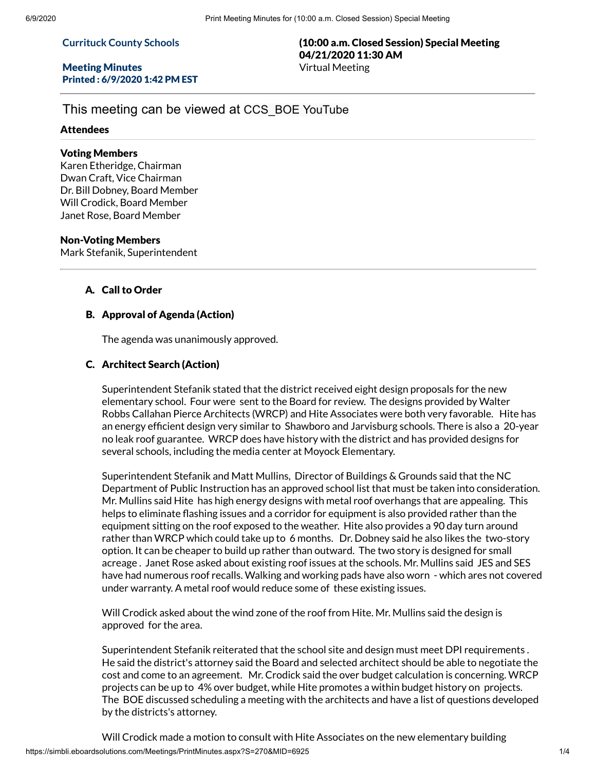**Currituck County Schools**

**Meeting Minutes**
**Printed : 6/9/2020 1:42 PM EST**

**(10:00 a.m. Closed Session) Special Meeting**
**04/21/2020 11:30 AM**
Virtual Meeting

This meeting can be viewed at CCS_BOE YouTube

### Attendees

**Voting Members**
Karen Etheridge, Chairman
Dwan Craft, Vice Chairman
Dr. Bill Dobney, Board Member
Will Crodick, Board Member
Janet Rose, Board Member

**Non-Voting Members**
Mark Stefanik, Superintendent

### A. Call to Order

### B. Approval of Agenda (Action)

The agenda was unanimously approved.

### C. Architect Search (Action)

Superintendent Stefanik stated that the district received eight design proposals for the new elementary school. Four were sent to the Board for review. The designs provided by Walter Robbs Callahan Pierce Architects (WRCP) and Hite Associates were both very favorable. Hite has an energy efficient design very similar to Shawboro and Jarvisburg schools. There is also a 20-year no leak roof guarantee. WRCP does have history with the district and has provided designs for several schools, including the media center at Moyock Elementary.

Superintendent Stefanik and Matt Mullins, Director of Buildings & Grounds said that the NC Department of Public Instruction has an approved school list that must be taken into consideration. Mr. Mullins said Hite has high energy designs with metal roof overhangs that are appealing. This helps to eliminate flashing issues and a corridor for equipment is also provided rather than the equipment sitting on the roof exposed to the weather. Hite also provides a 90 day turn around rather than WRCP which could take up to 6 months. Dr. Dobney said he also likes the two-story option. It can be cheaper to build up rather than outward. The two story is designed for small acreage . Janet Rose asked about existing roof issues at the schools. Mr. Mullins said JES and SES have had numerous roof recalls. Walking and working pads have also worn - which ares not covered under warranty. A metal roof would reduce some of these existing issues.

Will Crodick asked about the wind zone of the roof from Hite. Mr. Mullins said the design is approved for the area.

Superintendent Stefanik reiterated that the school site and design must meet DPI requirements . He said the district's attorney said the Board and selected architect should be able to negotiate the cost and come to an agreement. Mr. Crodick said the over budget calculation is concerning. WRCP projects can be up to 4% over budget, while Hite promotes a within budget history on projects. The BOE discussed scheduling a meeting with the architects and have a list of questions developed by the districts's attorney.

Will Crodick made a motion to consult with Hite Associates on the new elementary building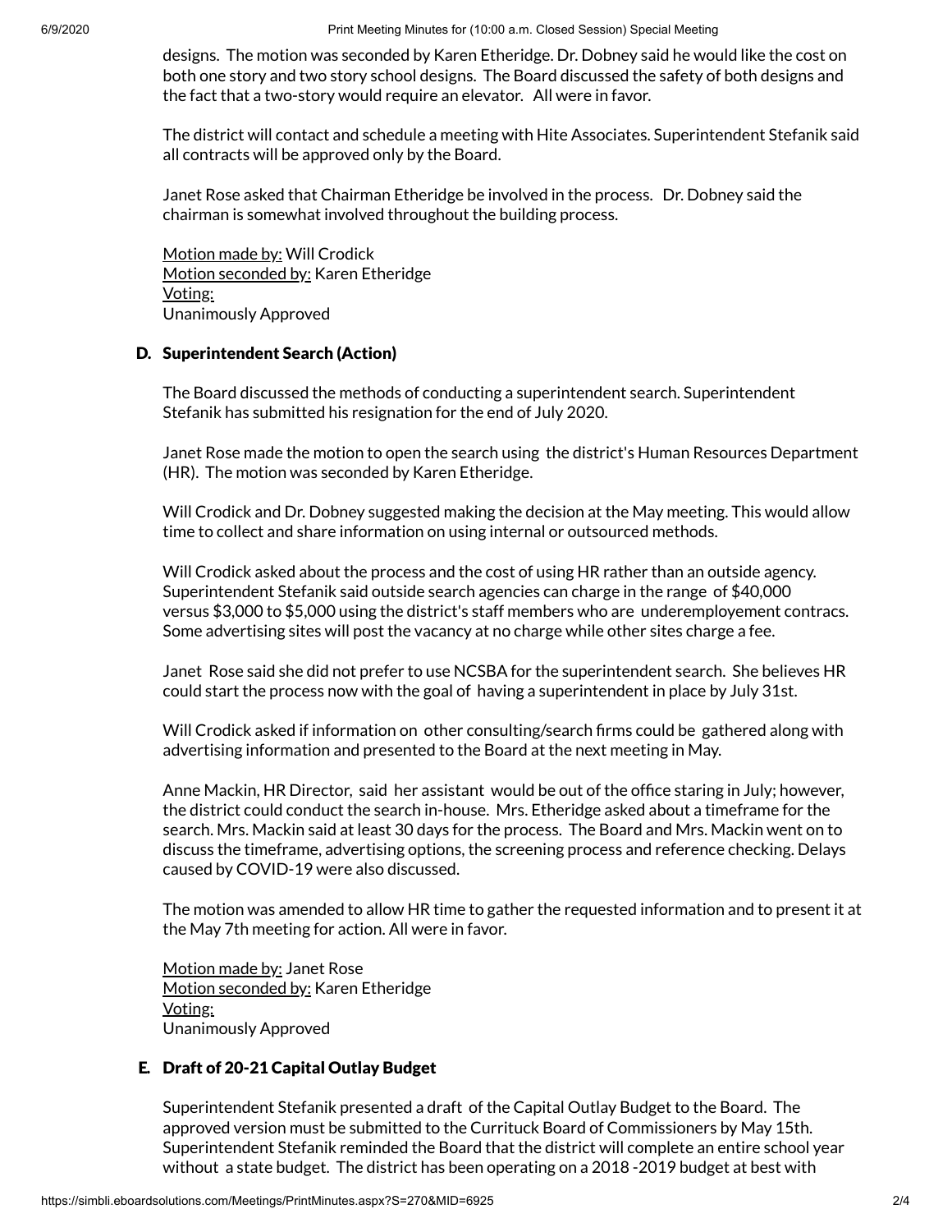designs. The motion was seconded by Karen Etheridge. Dr. Dobney said he would like the cost on both one story and two story school designs. The Board discussed the safety of both designs and the fact that a two-story would require an elevator. All were in favor.

The district will contact and schedule a meeting with Hite Associates. Superintendent Stefanik said all contracts will be approved only by the Board.

Janet Rose asked that Chairman Etheridge be involved in the process. Dr. Dobney said the chairman is somewhat involved throughout the building process.

Motion made by: Will Crodick
Motion seconded by: Karen Etheridge
Voting:
Unanimously Approved

### D. Superintendent Search (Action)

The Board discussed the methods of conducting a superintendent search. Superintendent Stefanik has submitted his resignation for the end of July 2020.

Janet Rose made the motion to open the search using the district's Human Resources Department (HR). The motion was seconded by Karen Etheridge.

Will Crodick and Dr. Dobney suggested making the decision at the May meeting. This would allow time to collect and share information on using internal or outsourced methods.

Will Crodick asked about the process and the cost of using HR rather than an outside agency. Superintendent Stefanik said outside search agencies can charge in the range of $40,000 versus $3,000 to $5,000 using the district's staff members who are underemployement contracs. Some advertising sites will post the vacancy at no charge while other sites charge a fee.

Janet Rose said she did not prefer to use NCSBA for the superintendent search. She believes HR could start the process now with the goal of having a superintendent in place by July 31st.

Will Crodick asked if information on other consulting/search firms could be gathered along with advertising information and presented to the Board at the next meeting in May.

Anne Mackin, HR Director, said her assistant would be out of the office staring in July; however, the district could conduct the search in-house. Mrs. Etheridge asked about a timeframe for the search. Mrs. Mackin said at least 30 days for the process. The Board and Mrs. Mackin went on to discuss the timeframe, advertising options, the screening process and reference checking. Delays caused by COVID-19 were also discussed.

The motion was amended to allow HR time to gather the requested information and to present it at the May 7th meeting for action. All were in favor.

Motion made by: Janet Rose
Motion seconded by: Karen Etheridge
Voting:
Unanimously Approved

### E. Draft of 20-21 Capital Outlay Budget

Superintendent Stefanik presented a draft of the Capital Outlay Budget to the Board. The approved version must be submitted to the Currituck Board of Commissioners by May 15th. Superintendent Stefanik reminded the Board that the district will complete an entire school year without a state budget. The district has been operating on a 2018 -2019 budget at best with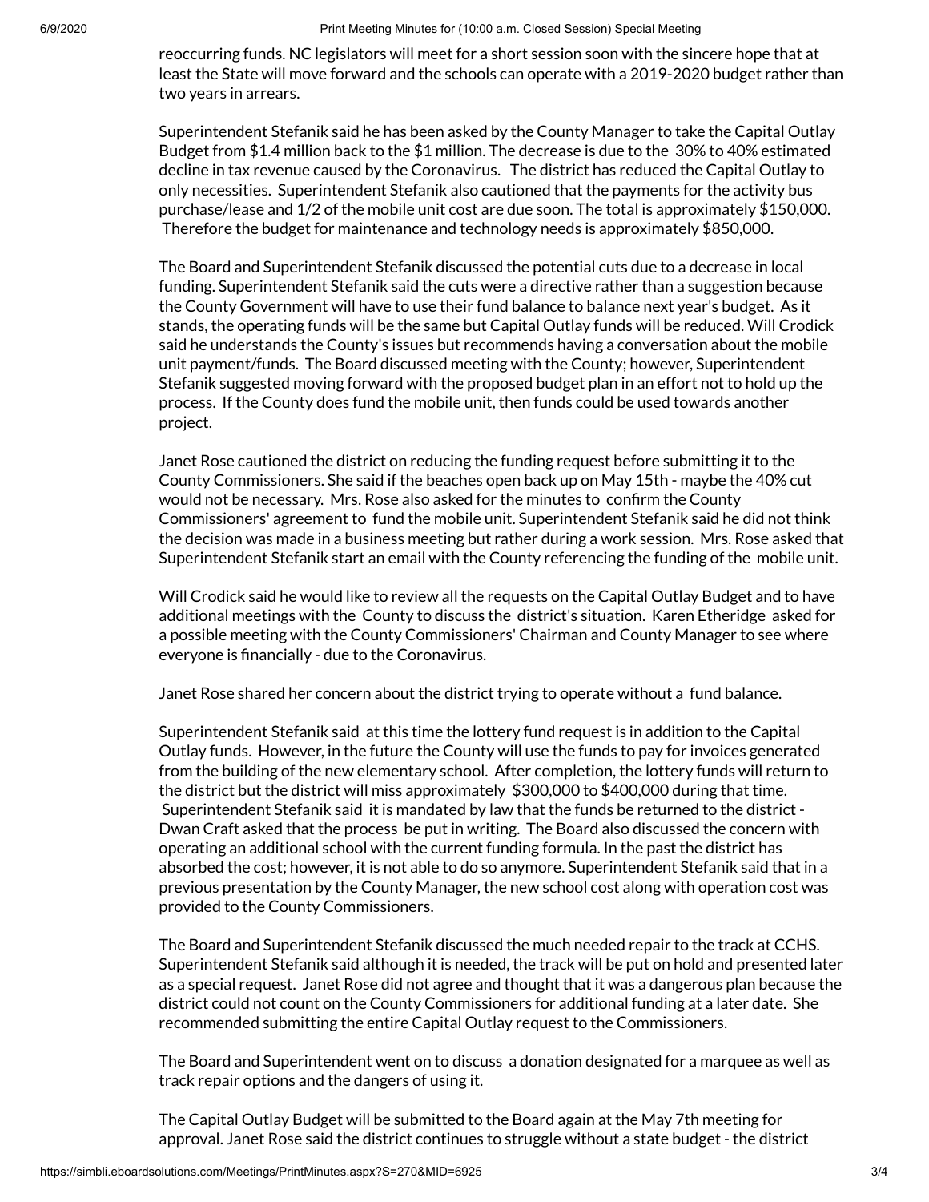reoccurring funds. NC legislators will meet for a short session soon with the sincere hope that at least the State will move forward and the schools can operate with a 2019-2020 budget rather than two years in arrears.

Superintendent Stefanik said he has been asked by the County Manager to take the Capital Outlay Budget from $1.4 million back to the $1 million. The decrease is due to the 30% to 40% estimated decline in tax revenue caused by the Coronavirus. The district has reduced the Capital Outlay to only necessities. Superintendent Stefanik also cautioned that the payments for the activity bus purchase/lease and 1/2 of the mobile unit cost are due soon. The total is approximately $150,000. Therefore the budget for maintenance and technology needs is approximately $850,000.

The Board and Superintendent Stefanik discussed the potential cuts due to a decrease in local funding. Superintendent Stefanik said the cuts were a directive rather than a suggestion because the County Government will have to use their fund balance to balance next year's budget. As it stands, the operating funds will be the same but Capital Outlay funds will be reduced. Will Crodick said he understands the County's issues but recommends having a conversation about the mobile unit payment/funds. The Board discussed meeting with the County; however, Superintendent Stefanik suggested moving forward with the proposed budget plan in an effort not to hold up the process. If the County does fund the mobile unit, then funds could be used towards another project.

Janet Rose cautioned the district on reducing the funding request before submitting it to the County Commissioners. She said if the beaches open back up on May 15th - maybe the 40% cut would not be necessary. Mrs. Rose also asked for the minutes to confirm the County Commissioners' agreement to fund the mobile unit. Superintendent Stefanik said he did not think the decision was made in a business meeting but rather during a work session. Mrs. Rose asked that Superintendent Stefanik start an email with the County referencing the funding of the mobile unit.

Will Crodick said he would like to review all the requests on the Capital Outlay Budget and to have additional meetings with the County to discuss the district's situation. Karen Etheridge asked for a possible meeting with the County Commissioners' Chairman and County Manager to see where everyone is financially - due to the Coronavirus.

Janet Rose shared her concern about the district trying to operate without a fund balance.

Superintendent Stefanik said at this time the lottery fund request is in addition to the Capital Outlay funds. However, in the future the County will use the funds to pay for invoices generated from the building of the new elementary school. After completion, the lottery funds will return to the district but the district will miss approximately $300,000 to $400,000 during that time. Superintendent Stefanik said it is mandated by law that the funds be returned to the district - Dwan Craft asked that the process be put in writing. The Board also discussed the concern with operating an additional school with the current funding formula. In the past the district has absorbed the cost; however, it is not able to do so anymore. Superintendent Stefanik said that in a previous presentation by the County Manager, the new school cost along with operation cost was provided to the County Commissioners.

The Board and Superintendent Stefanik discussed the much needed repair to the track at CCHS. Superintendent Stefanik said although it is needed, the track will be put on hold and presented later as a special request. Janet Rose did not agree and thought that it was a dangerous plan because the district could not count on the County Commissioners for additional funding at a later date. She recommended submitting the entire Capital Outlay request to the Commissioners.

The Board and Superintendent went on to discuss a donation designated for a marquee as well as track repair options and the dangers of using it.

The Capital Outlay Budget will be submitted to the Board again at the May 7th meeting for approval. Janet Rose said the district continues to struggle without a state budget - the district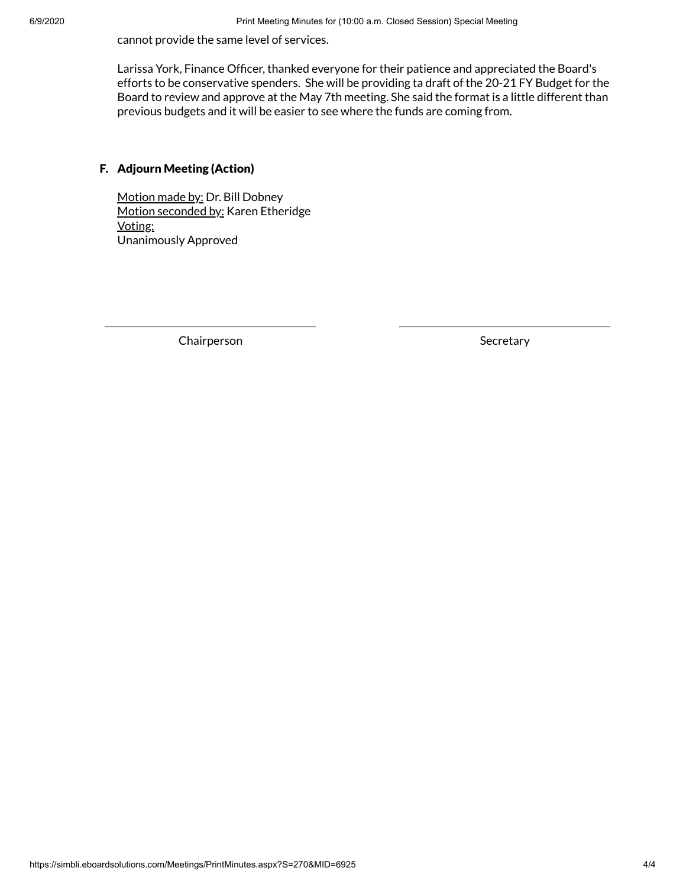cannot provide the same level of services.

Larissa York, Finance Officer, thanked everyone for their patience and appreciated the Board's efforts to be conservative spenders. She will be providing ta draft of the 20-21 FY Budget for the Board to review and approve at the May 7th meeting. She said the format is a little different than previous budgets and it will be easier to see where the funds are coming from.

### F. Adjourn Meeting (Action)

Motion made by: Dr. Bill Dobney
Motion seconded by: Karen Etheridge
Voting:
Unanimously Approved

Chairperson

Secretary